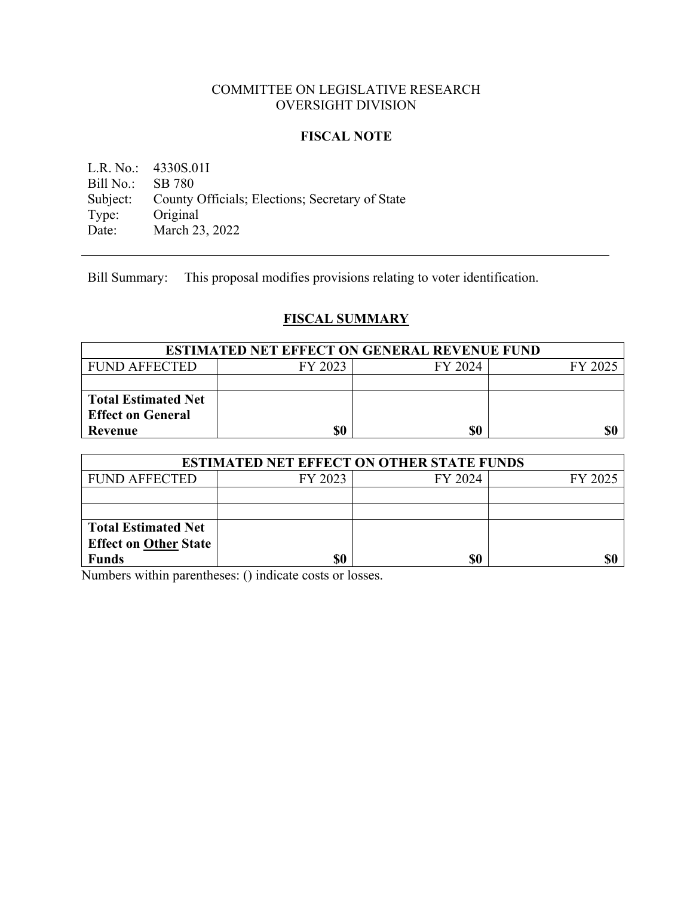COMMITTEE ON LEGISLATIVE RESEARCH
OVERSIGHT DIVISION

**FISCAL NOTE**

L.R. No.: 4330S.01I
Bill No.: SB 780
Subject: County Officials; Elections; Secretary of State
Type: Original
Date: March 23, 2022

---

Bill Summary: This proposal modifies provisions relating to voter identification.

## FISCAL SUMMARY

| ESTIMATED NET EFFECT ON GENERAL REVENUE FUND | | | |
|---|---|---|---|
| FUND AFFECTED | FY 2023 | FY 2024 | FY 2025 |
| | | | |
| **Total Estimated Net Effect on General Revenue** | **$0** | **$0** | **$0** |

| ESTIMATED NET EFFECT ON OTHER STATE FUNDS | | | |
|---|---|---|---|
| FUND AFFECTED | FY 2023 | FY 2024 | FY 2025 |
| | | | |
| | | | |
| **Total Estimated Net Effect on Other State Funds** | **$0** | **$0** | **$0** |

Numbers within parentheses: () indicate costs or losses.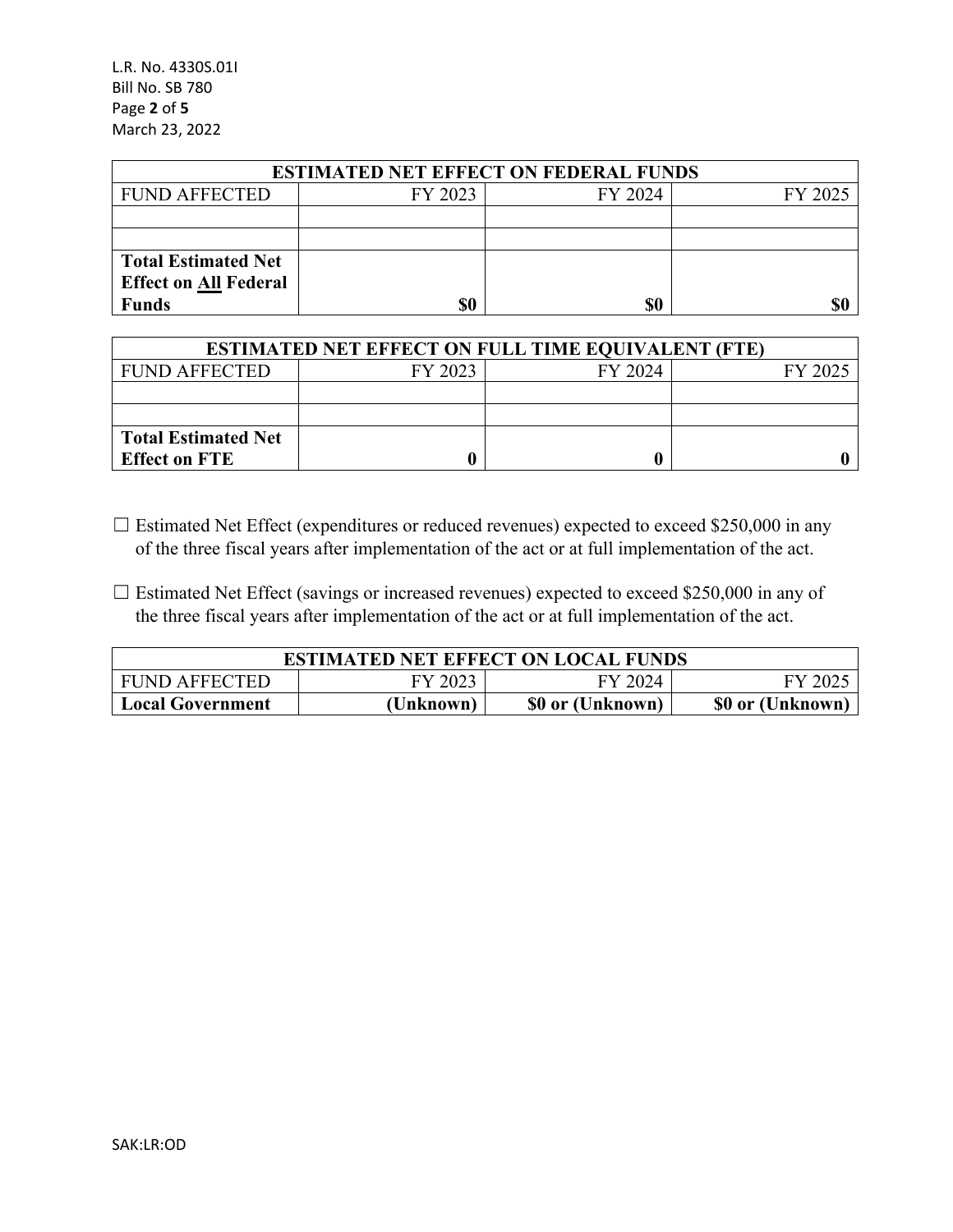| ESTIMATED NET EFFECT ON FEDERAL FUNDS | | | |
|---|---|---|---|
| FUND AFFECTED | FY 2023 | FY 2024 | FY 2025 |
| | | | |
| | | | |
| **Total Estimated Net Effect on All Federal Funds** | **$0** | **$0** | **$0** |

| ESTIMATED NET EFFECT ON FULL TIME EQUIVALENT (FTE) | | | |
|---|---|---|---|
| FUND AFFECTED | FY 2023 | FY 2024 | FY 2025 |
| | | | |
| | | | |
| **Total Estimated Net Effect on FTE** | **0** | **0** | **0** |

☐ Estimated Net Effect (expenditures or reduced revenues) expected to exceed $250,000 in any of the three fiscal years after implementation of the act or at full implementation of the act.

☐ Estimated Net Effect (savings or increased revenues) expected to exceed $250,000 in any of the three fiscal years after implementation of the act or at full implementation of the act.

| ESTIMATED NET EFFECT ON LOCAL FUNDS | | | |
|---|---|---|---|
| FUND AFFECTED | FY 2023 | FY 2024 | FY 2025 |
| **Local Government** | **(Unknown)** | **$0 or (Unknown)** | **$0 or (Unknown)** |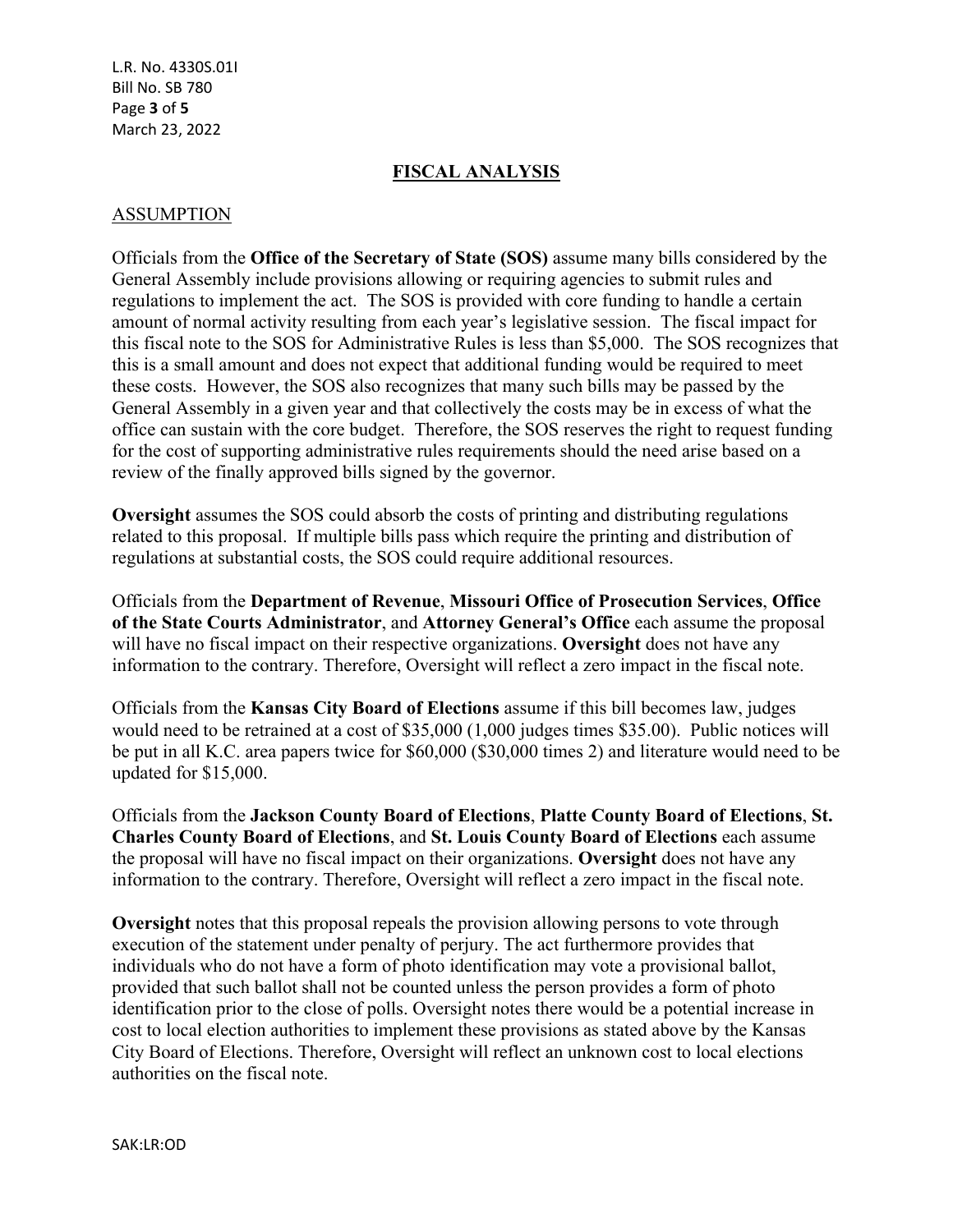## FISCAL ANALYSIS

### ASSUMPTION

Officials from the **Office of the Secretary of State (SOS)** assume many bills considered by the General Assembly include provisions allowing or requiring agencies to submit rules and regulations to implement the act. The SOS is provided with core funding to handle a certain amount of normal activity resulting from each year's legislative session. The fiscal impact for this fiscal note to the SOS for Administrative Rules is less than $5,000. The SOS recognizes that this is a small amount and does not expect that additional funding would be required to meet these costs. However, the SOS also recognizes that many such bills may be passed by the General Assembly in a given year and that collectively the costs may be in excess of what the office can sustain with the core budget. Therefore, the SOS reserves the right to request funding for the cost of supporting administrative rules requirements should the need arise based on a review of the finally approved bills signed by the governor.

**Oversight** assumes the SOS could absorb the costs of printing and distributing regulations related to this proposal. If multiple bills pass which require the printing and distribution of regulations at substantial costs, the SOS could require additional resources.

Officials from the **Department of Revenue**, **Missouri Office of Prosecution Services**, **Office of the State Courts Administrator**, and **Attorney General's Office** each assume the proposal will have no fiscal impact on their respective organizations. **Oversight** does not have any information to the contrary. Therefore, Oversight will reflect a zero impact in the fiscal note.

Officials from the **Kansas City Board of Elections** assume if this bill becomes law, judges would need to be retrained at a cost of $35,000 (1,000 judges times $35.00). Public notices will be put in all K.C. area papers twice for $60,000 ($30,000 times 2) and literature would need to be updated for $15,000.

Officials from the **Jackson County Board of Elections**, **Platte County Board of Elections**, **St. Charles County Board of Elections**, and **St. Louis County Board of Elections** each assume the proposal will have no fiscal impact on their organizations. **Oversight** does not have any information to the contrary. Therefore, Oversight will reflect a zero impact in the fiscal note.

**Oversight** notes that this proposal repeals the provision allowing persons to vote through execution of the statement under penalty of perjury. The act furthermore provides that individuals who do not have a form of photo identification may vote a provisional ballot, provided that such ballot shall not be counted unless the person provides a form of photo identification prior to the close of polls. Oversight notes there would be a potential increase in cost to local election authorities to implement these provisions as stated above by the Kansas City Board of Elections. Therefore, Oversight will reflect an unknown cost to local elections authorities on the fiscal note.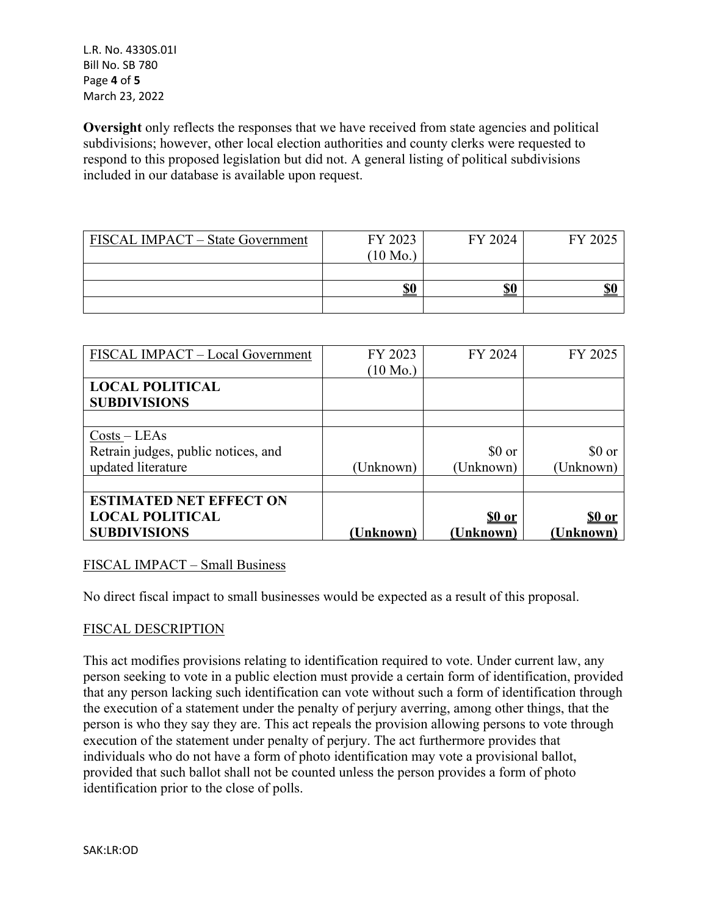**Oversight** only reflects the responses that we have received from state agencies and political subdivisions; however, other local election authorities and county clerks were requested to respond to this proposed legislation but did not. A general listing of political subdivisions included in our database is available upon request.

| FISCAL IMPACT – State Government | FY 2023 (10 Mo.) | FY 2024 | FY 2025 |
|---|---|---|---|
| | | | |
| | **$0** | **$0** | **$0** |
| | | | |

| FISCAL IMPACT – Local Government | FY 2023 (10 Mo.) | FY 2024 | FY 2025 |
|---|---|---|---|
| **LOCAL POLITICAL SUBDIVISIONS** | | | |
| | | | |
| Costs – LEAs Retrain judges, public notices, and updated literature | (Unknown) | $0 or (Unknown) | $0 or (Unknown) |
| | | | |
| **ESTIMATED NET EFFECT ON LOCAL POLITICAL SUBDIVISIONS** | **(Unknown)** | **$0 or (Unknown)** | **$0 or (Unknown)** |

FISCAL IMPACT – Small Business

No direct fiscal impact to small businesses would be expected as a result of this proposal.

FISCAL DESCRIPTION

This act modifies provisions relating to identification required to vote. Under current law, any person seeking to vote in a public election must provide a certain form of identification, provided that any person lacking such identification can vote without such a form of identification through the execution of a statement under the penalty of perjury averring, among other things, that the person is who they say they are. This act repeals the provision allowing persons to vote through execution of the statement under penalty of perjury. The act furthermore provides that individuals who do not have a form of photo identification may vote a provisional ballot, provided that such ballot shall not be counted unless the person provides a form of photo identification prior to the close of polls.

SAK:LR:OD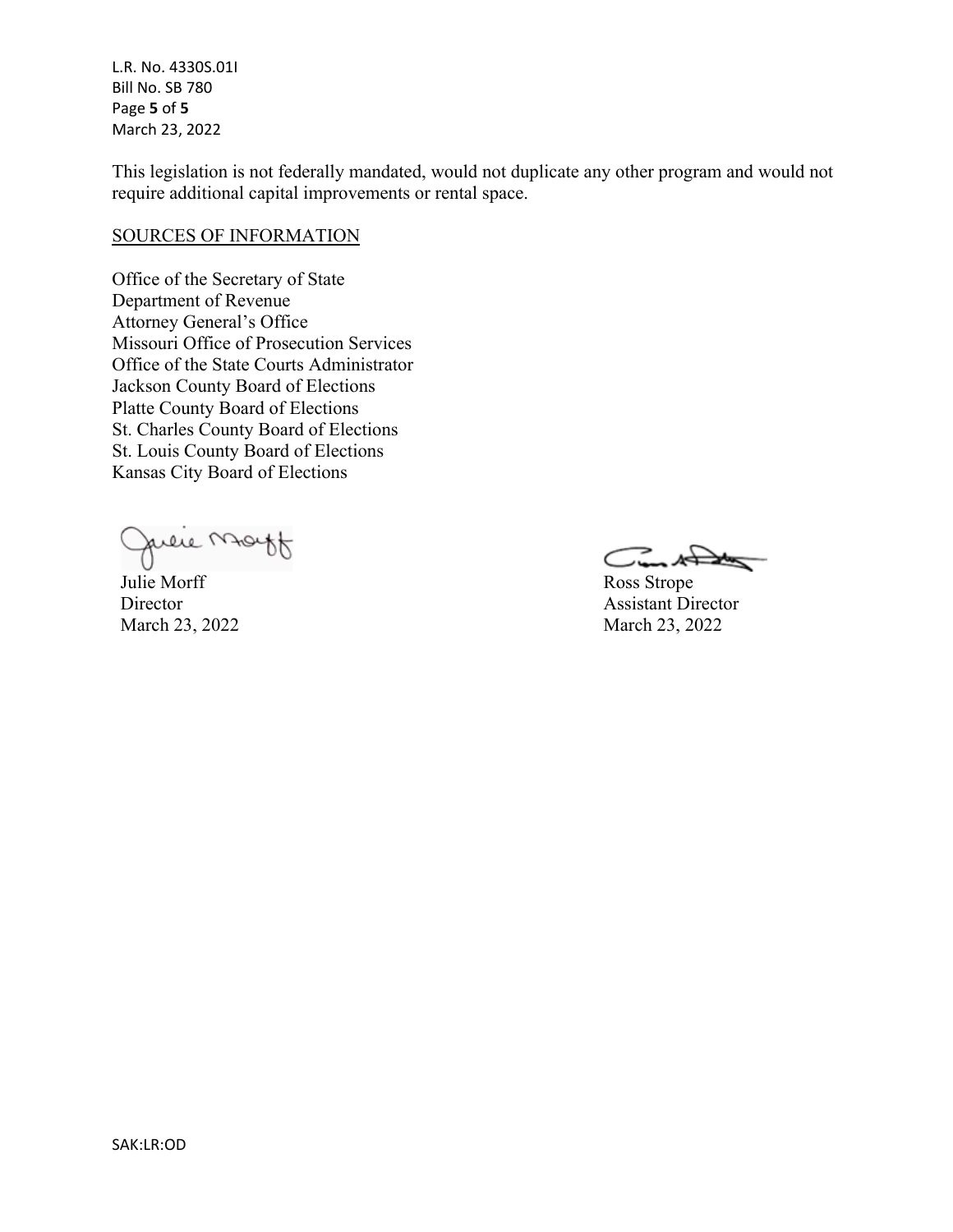This legislation is not federally mandated, would not duplicate any other program and would not require additional capital improvements or rental space.

SOURCES OF INFORMATION

Office of the Secretary of State
Department of Revenue
Attorney General's Office
Missouri Office of Prosecution Services
Office of the State Courts Administrator
Jackson County Board of Elections
Platte County Board of Elections
St. Charles County Board of Elections
St. Louis County Board of Elections
Kansas City Board of Elections

Julie Morff
Director
March 23, 2022

Ross Strope
Assistant Director
March 23, 2022

SAK:LR:OD